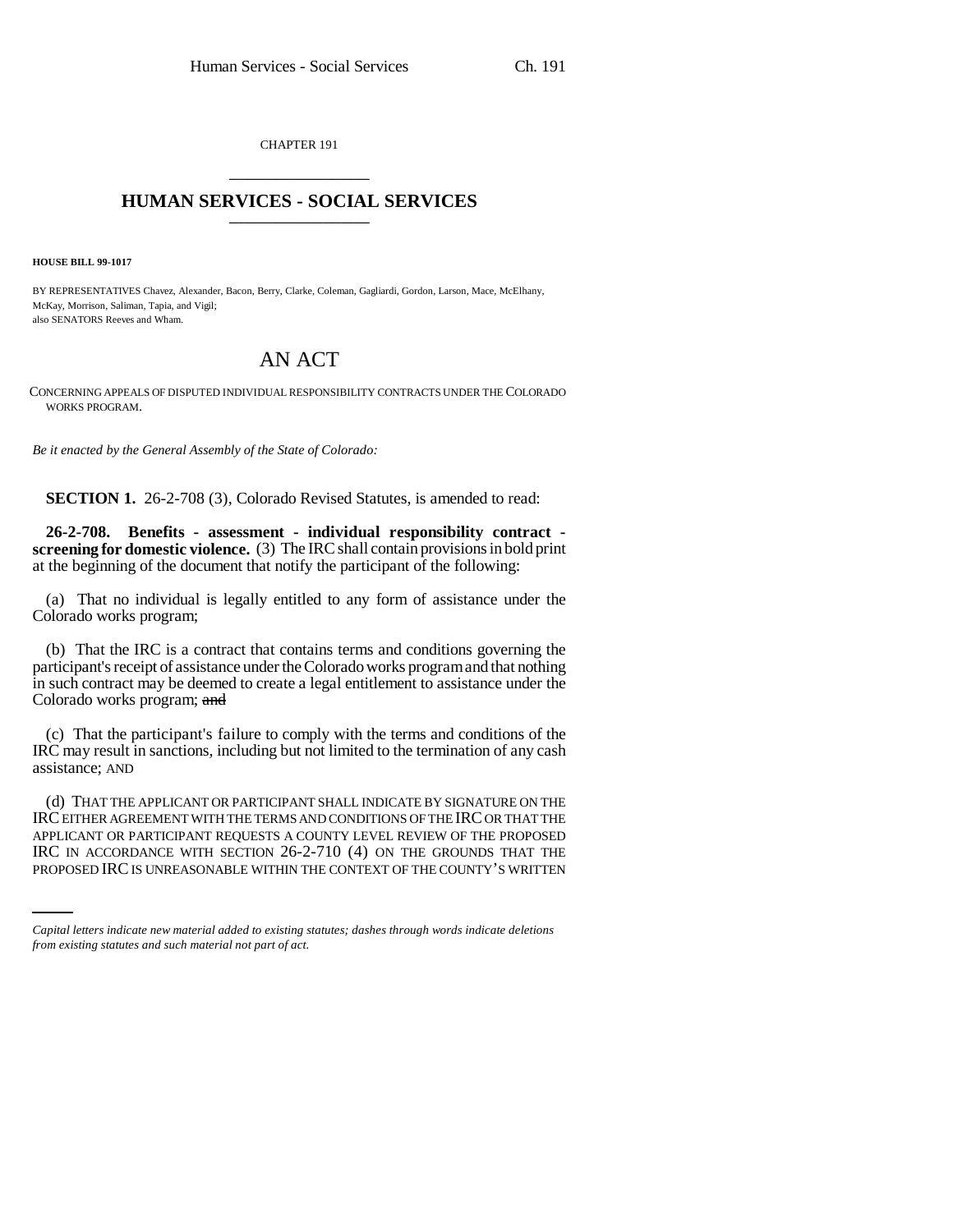CHAPTER 191

# HUMAN SERVICES - SOCIAL SERVICES

**HOUSE BILL 99-1017**

BY REPRESENTATIVES Chavez, Alexander, Bacon, Berry, Clarke, Coleman, Gagliardi, Gordon, Larson, Mace, McElhany, McKay, Morrison, Saliman, Tapia, and Vigil;
also SENATORS Reeves and Wham.

## AN ACT

CONCERNING APPEALS OF DISPUTED INDIVIDUAL RESPONSIBILITY CONTRACTS UNDER THE COLORADO WORKS PROGRAM.

*Be it enacted by the General Assembly of the State of Colorado:*

**SECTION 1.** 26-2-708 (3), Colorado Revised Statutes, is amended to read:

**26-2-708. Benefits - assessment - individual responsibility contract - screening for domestic violence.** (3) The IRC shall contain provisions in bold print at the beginning of the document that notify the participant of the following:

(a) That no individual is legally entitled to any form of assistance under the Colorado works program;

(b) That the IRC is a contract that contains terms and conditions governing the participant's receipt of assistance under the Colorado works program and that nothing in such contract may be deemed to create a legal entitlement to assistance under the Colorado works program; ~~and~~

(c) That the participant's failure to comply with the terms and conditions of the IRC may result in sanctions, including but not limited to the termination of any cash assistance; AND

(d) THAT THE APPLICANT OR PARTICIPANT SHALL INDICATE BY SIGNATURE ON THE IRC EITHER AGREEMENT WITH THE TERMS AND CONDITIONS OF THE IRC OR THAT THE APPLICANT OR PARTICIPANT REQUESTS A COUNTY LEVEL REVIEW OF THE PROPOSED IRC IN ACCORDANCE WITH SECTION 26-2-710 (4) ON THE GROUNDS THAT THE PROPOSED IRC IS UNREASONABLE WITHIN THE CONTEXT OF THE COUNTY'S WRITTEN

*Capital letters indicate new material added to existing statutes; dashes through words indicate deletions from existing statutes and such material not part of act.*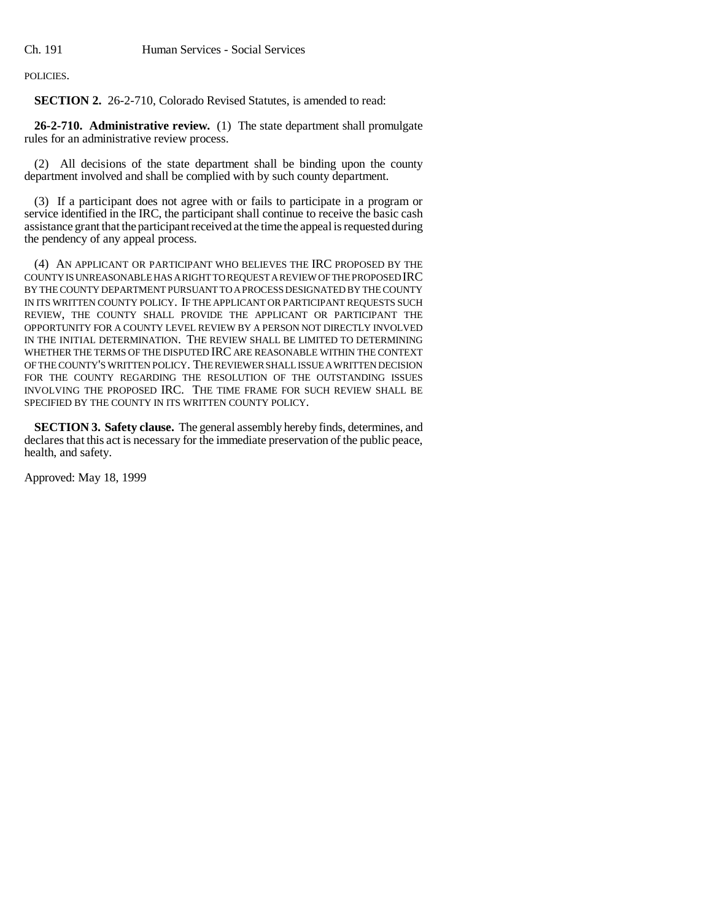POLICIES.

**SECTION 2.** 26-2-710, Colorado Revised Statutes, is amended to read:

**26-2-710. Administrative review.** (1) The state department shall promulgate rules for an administrative review process.

(2) All decisions of the state department shall be binding upon the county department involved and shall be complied with by such county department.

(3) If a participant does not agree with or fails to participate in a program or service identified in the IRC, the participant shall continue to receive the basic cash assistance grant that the participant received at the time the appeal is requested during the pendency of any appeal process.

(4) AN APPLICANT OR PARTICIPANT WHO BELIEVES THE IRC PROPOSED BY THE COUNTY IS UNREASONABLE HAS A RIGHT TO REQUEST A REVIEW OF THE PROPOSED IRC BY THE COUNTY DEPARTMENT PURSUANT TO A PROCESS DESIGNATED BY THE COUNTY IN ITS WRITTEN COUNTY POLICY. IF THE APPLICANT OR PARTICIPANT REQUESTS SUCH REVIEW, THE COUNTY SHALL PROVIDE THE APPLICANT OR PARTICIPANT THE OPPORTUNITY FOR A COUNTY LEVEL REVIEW BY A PERSON NOT DIRECTLY INVOLVED IN THE INITIAL DETERMINATION. THE REVIEW SHALL BE LIMITED TO DETERMINING WHETHER THE TERMS OF THE DISPUTED IRC ARE REASONABLE WITHIN THE CONTEXT OF THE COUNTY'S WRITTEN POLICY. THE REVIEWER SHALL ISSUE A WRITTEN DECISION FOR THE COUNTY REGARDING THE RESOLUTION OF THE OUTSTANDING ISSUES INVOLVING THE PROPOSED IRC. THE TIME FRAME FOR SUCH REVIEW SHALL BE SPECIFIED BY THE COUNTY IN ITS WRITTEN COUNTY POLICY.

**SECTION 3. Safety clause.** The general assembly hereby finds, determines, and declares that this act is necessary for the immediate preservation of the public peace, health, and safety.

Approved: May 18, 1999